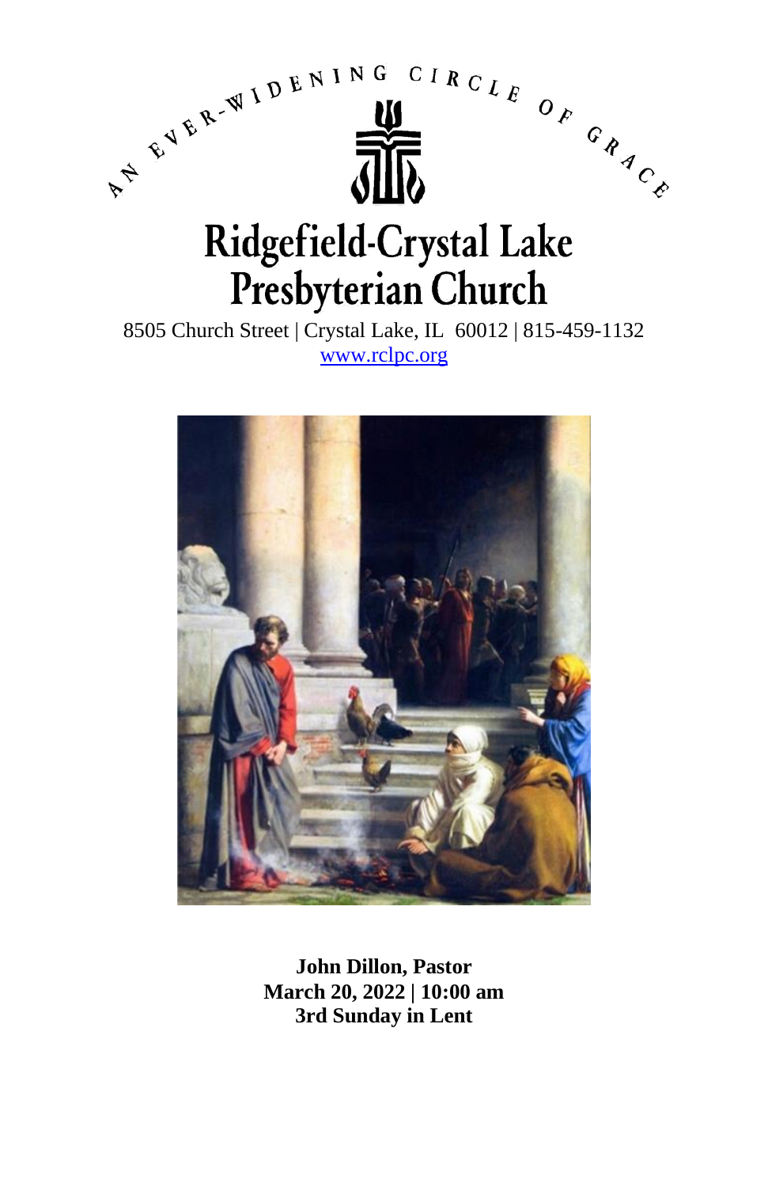AN EVER-WIDENING CIRCLE OF GRACE

# Ridgefield-Crystal Lake Presbyterian Church

8505 Church Street | Crystal Lake, IL 60012 | 815-459-1132
www.rclpc.org

**John Dillon, Pastor**
**March 20, 2022 | 10:00 am**
**3rd Sunday in Lent**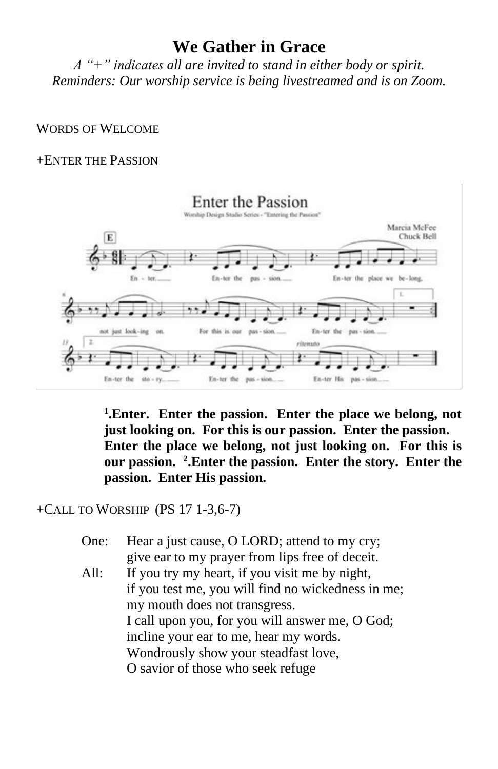# We Gather in Grace

*A "+" indicates all are invited to stand in either body or spirit.*
*Reminders: Our worship service is being livestreamed and is on Zoom.*

WORDS OF WELCOME

+ENTER THE PASSION

**[1].Enter. Enter the passion. Enter the place we belong, not just looking on. For this is our passion. Enter the passion. Enter the place we belong, not just looking on. For this is our passion. [2].Enter the passion. Enter the story. Enter the passion. Enter His passion.**

+CALL TO WORSHIP (PS 17 1-3,6-7)

One: Hear a just cause, O LORD; attend to my cry;
give ear to my prayer from lips free of deceit.

All: If you try my heart, if you visit me by night,
if you test me, you will find no wickedness in me;
my mouth does not transgress.
I call upon you, for you will answer me, O God;
incline your ear to me, hear my words.
Wondrously show your steadfast love,
O savior of those who seek refuge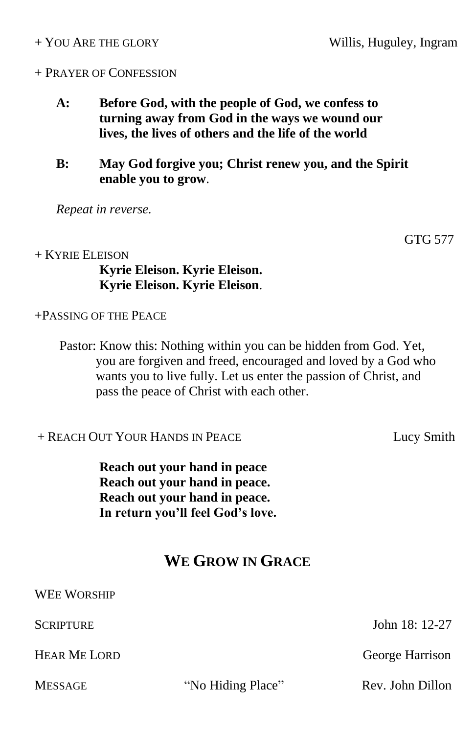+ YOU ARE THE GLORY — Willis, Huguley, Ingram

+ PRAYER OF CONFESSION

**A:** **Before God, with the people of God, we confess to turning away from God in the ways we wound our lives, the lives of others and the life of the world**

**B:** **May God forgive you; Christ renew you, and the Spirit enable you to grow**.

*Repeat in reverse.*

+ KYRIE ELEISON — GTG 577

**Kyrie Eleison. Kyrie Eleison.**
**Kyrie Eleison. Kyrie Eleison**.

+PASSING OF THE PEACE

Pastor: Know this: Nothing within you can be hidden from God. Yet, you are forgiven and freed, encouraged and loved by a God who wants you to live fully. Let us enter the passion of Christ, and pass the peace of Christ with each other.

+ REACH OUT YOUR HANDS IN PEACE — Lucy Smith

**Reach out your hand in peace**
**Reach out your hand in peace.**
**Reach out your hand in peace.**
**In return you'll feel God's love.**

## WE GROW IN GRACE

WEE WORSHIP

SCRIPTURE — John 18: 12-27

HEAR ME LORD — George Harrison

MESSAGE — "No Hiding Place" — Rev. John Dillon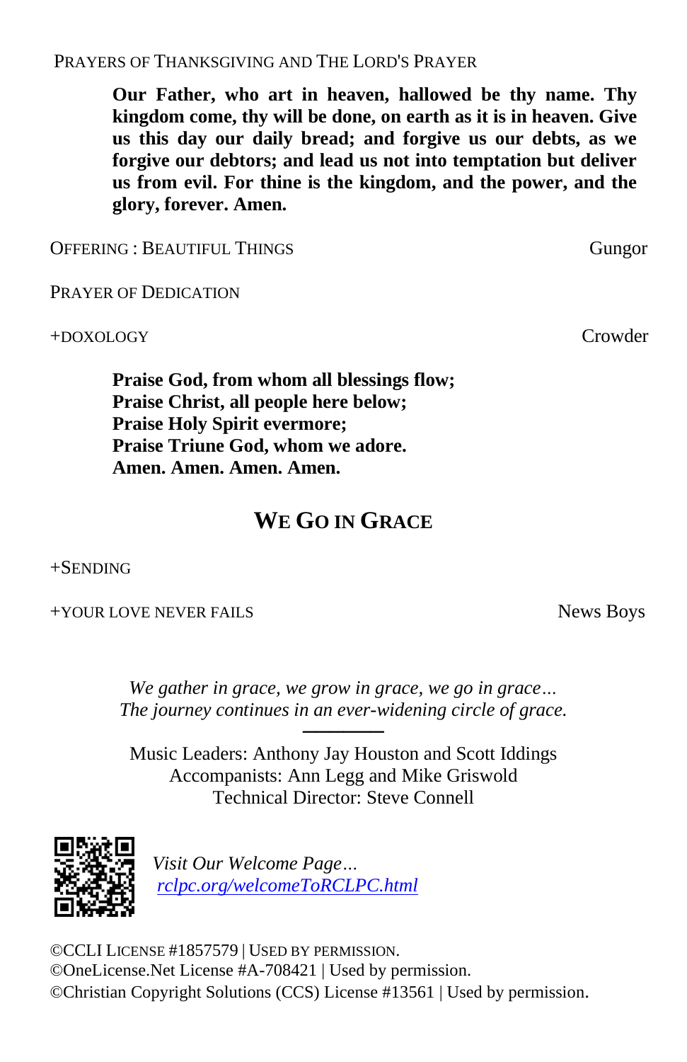PRAYERS OF THANKSGIVING AND THE LORD'S PRAYER

**Our Father, who art in heaven, hallowed be thy name. Thy kingdom come, thy will be done, on earth as it is in heaven. Give us this day our daily bread; and forgive us our debts, as we forgive our debtors; and lead us not into temptation but deliver us from evil. For thine is the kingdom, and the power, and the glory, forever. Amen.**

OFFERING : BEAUTIFUL THINGS — Gungor

PRAYER OF DEDICATION

+DOXOLOGY — Crowder

**Praise God, from whom all blessings flow;**
**Praise Christ, all people here below;**
**Praise Holy Spirit evermore;**
**Praise Triune God, whom we adore.**
**Amen. Amen. Amen. Amen.**

## WE GO IN GRACE

+SENDING

+YOUR LOVE NEVER FAILS — News Boys

*We gather in grace, we grow in grace, we go in grace…*
*The journey continues in an ever-widening circle of grace.*

---

Music Leaders: Anthony Jay Houston and Scott Iddings
Accompanists: Ann Legg and Mike Griswold
Technical Director: Steve Connell

*Visit Our Welcome Page…*
*rclpc.org/welcomeToRCLPC.html*

©CCLI LICENSE #1857579 | USED BY PERMISSION.
©OneLicense.Net License #A-708421 | Used by permission.
©Christian Copyright Solutions (CCS) License #13561 | Used by permission.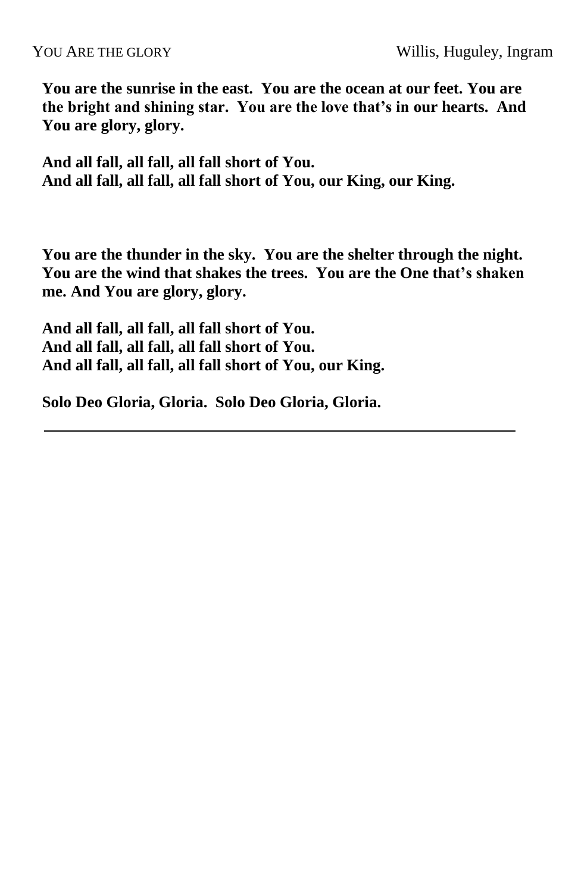YOU ARE THE GLORY Willis, Huguley, Ingram

**You are the sunrise in the east. You are the ocean at our feet. You are the bright and shining star. You are the love that's in our hearts. And You are glory, glory.**

**And all fall, all fall, all fall short of You.**
**And all fall, all fall, all fall short of You, our King, our King.**

**You are the thunder in the sky. You are the shelter through the night. You are the wind that shakes the trees. You are the One that's shaken me. And You are glory, glory.**

**And all fall, all fall, all fall short of You.**
**And all fall, all fall, all fall short of You.**
**And all fall, all fall, all fall short of You, our King.**

**Solo Deo Gloria, Gloria. Solo Deo Gloria, Gloria.**

---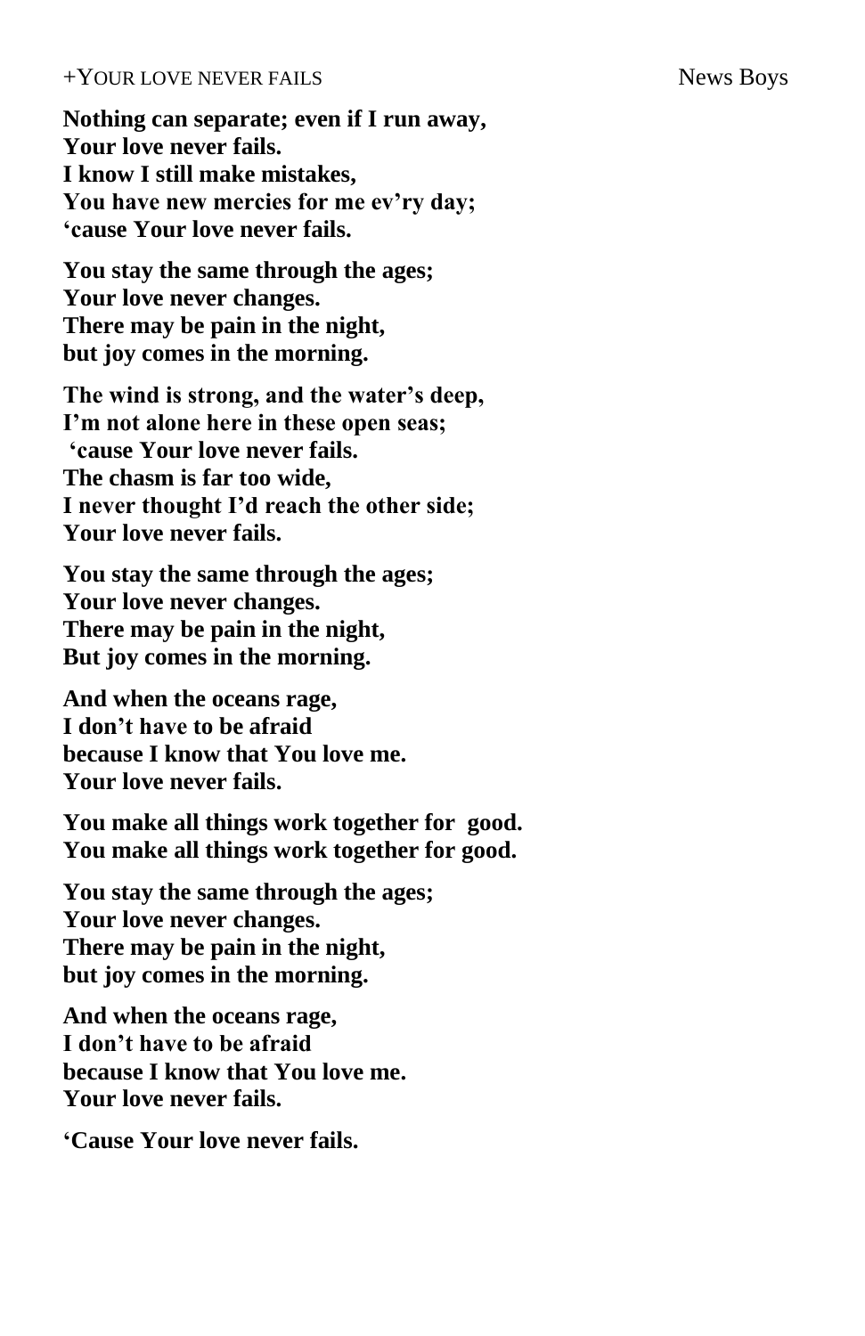+YOUR LOVE NEVER FAILS News Boys

**Nothing can separate; even if I run away,**
**Your love never fails.**
**I know I still make mistakes,**
**You have new mercies for me ev'ry day;**
**'cause Your love never fails.**

**You stay the same through the ages;**
**Your love never changes.**
**There may be pain in the night,**
**but joy comes in the morning.**

**The wind is strong, and the water's deep,**
**I'm not alone here in these open seas;**
**'cause Your love never fails.**
**The chasm is far too wide,**
**I never thought I'd reach the other side;**
**Your love never fails.**

**You stay the same through the ages;**
**Your love never changes.**
**There may be pain in the night,**
**But joy comes in the morning.**

**And when the oceans rage,**
**I don't have to be afraid**
**because I know that You love me.**
**Your love never fails.**

**You make all things work together for good.**
**You make all things work together for good.**

**You stay the same through the ages;**
**Your love never changes.**
**There may be pain in the night,**
**but joy comes in the morning.**

**And when the oceans rage,**
**I don't have to be afraid**
**because I know that You love me.**
**Your love never fails.**

**'Cause Your love never fails.**